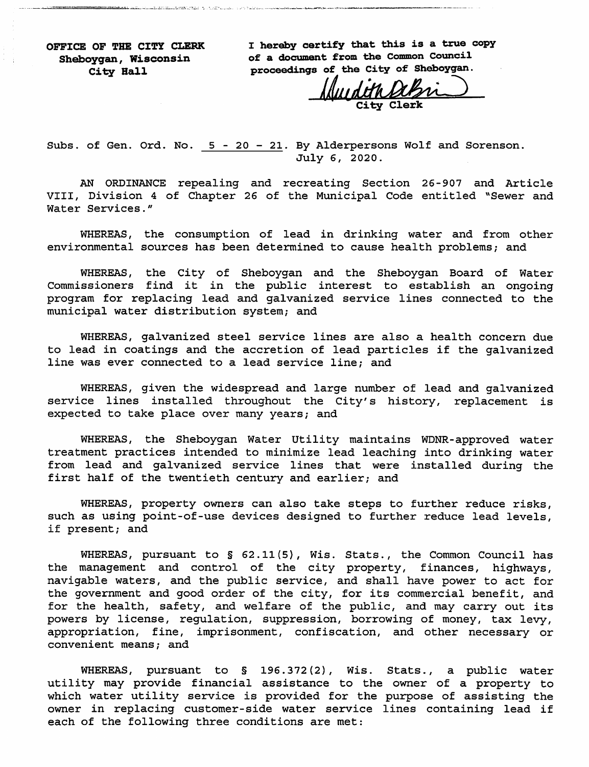OFFICE OF THE CITY CLERK
Sheboygan, Wisconsin
City Hall

I hereby certify that this is a true copy of a document from the Common Council proceedings of the City of Sheboygan.

City Clerk

Subs. of Gen. Ord. No. 5 - 20 - 21. By Alderpersons Wolf and Sorenson. July 6, 2020.

AN ORDINANCE repealing and recreating Section 26-907 and Article VIII, Division 4 of Chapter 26 of the Municipal Code entitled "Sewer and Water Services."

WHEREAS, the consumption of lead in drinking water and from other environmental sources has been determined to cause health problems; and

WHEREAS, the City of Sheboygan and the Sheboygan Board of Water Commissioners find it in the public interest to establish an ongoing program for replacing lead and galvanized service lines connected to the municipal water distribution system; and

WHEREAS, galvanized steel service lines are also a health concern due to lead in coatings and the accretion of lead particles if the galvanized line was ever connected to a lead service line; and

WHEREAS, given the widespread and large number of lead and galvanized service lines installed throughout the City's history, replacement is expected to take place over many years; and

WHEREAS, the Sheboygan Water Utility maintains WDNR-approved water treatment practices intended to minimize lead leaching into drinking water from lead and galvanized service lines that were installed during the first half of the twentieth century and earlier; and

WHEREAS, property owners can also take steps to further reduce risks, such as using point-of-use devices designed to further reduce lead levels, if present; and

WHEREAS, pursuant to § 62.11(5), Wis. Stats., the Common Council has the management and control of the city property, finances, highways, navigable waters, and the public service, and shall have power to act for the government and good order of the city, for its commercial benefit, and for the health, safety, and welfare of the public, and may carry out its powers by license, regulation, suppression, borrowing of money, tax levy, appropriation, fine, imprisonment, confiscation, and other necessary or convenient means; and

WHEREAS, pursuant to § 196.372(2), Wis. Stats., a public water utility may provide financial assistance to the owner of a property to which water utility service is provided for the purpose of assisting the owner in replacing customer-side water service lines containing lead if each of the following three conditions are met: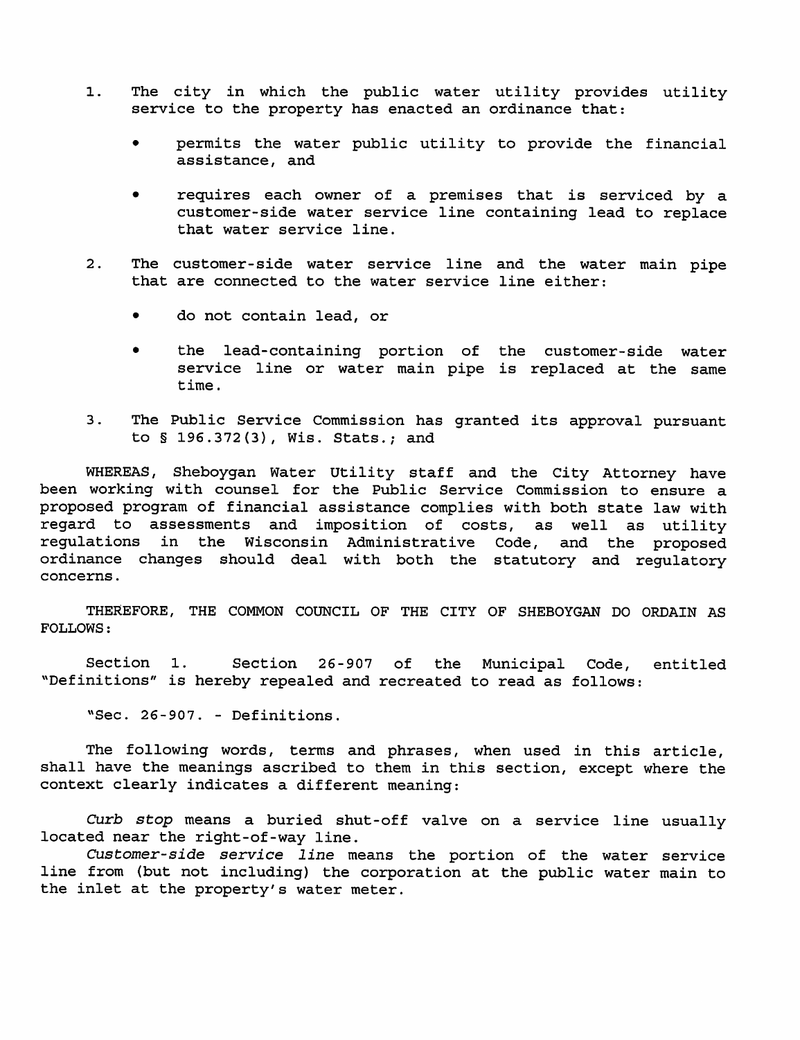1. The city in which the public water utility provides utility service to the property has enacted an ordinance that:

   - permits the water public utility to provide the financial assistance, and

   - requires each owner of a premises that is serviced by a customer-side water service line containing lead to replace that water service line.

2. The customer-side water service line and the water main pipe that are connected to the water service line either:

   - do not contain lead, or

   - the lead-containing portion of the customer-side water service line or water main pipe is replaced at the same time.

3. The Public Service Commission has granted its approval pursuant to § 196.372(3), Wis. Stats.; and

WHEREAS, Sheboygan Water Utility staff and the City Attorney have been working with counsel for the Public Service Commission to ensure a proposed program of financial assistance complies with both state law with regard to assessments and imposition of costs, as well as utility regulations in the Wisconsin Administrative Code, and the proposed ordinance changes should deal with both the statutory and regulatory concerns.

THEREFORE, THE COMMON COUNCIL OF THE CITY OF SHEBOYGAN DO ORDAIN AS FOLLOWS:

Section 1. Section 26-907 of the Municipal Code, entitled "Definitions" is hereby repealed and recreated to read as follows:

"Sec. 26-907. - Definitions.

The following words, terms and phrases, when used in this article, shall have the meanings ascribed to them in this section, except where the context clearly indicates a different meaning:

*Curb stop* means a buried shut-off valve on a service line usually located near the right-of-way line.

*Customer-side service line* means the portion of the water service line from (but not including) the corporation at the public water main to the inlet at the property's water meter.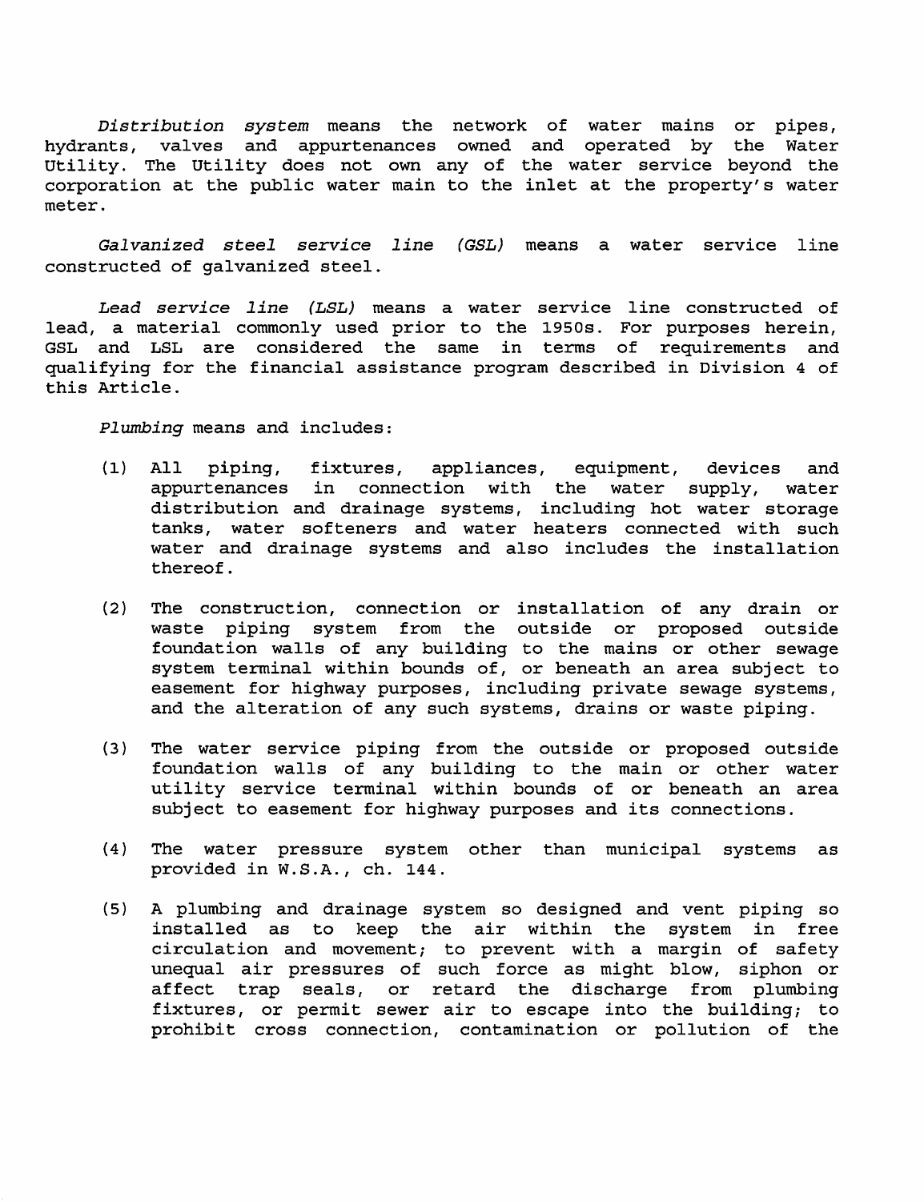*Distribution system* means the network of water mains or pipes, hydrants, valves and appurtenances owned and operated by the Water Utility. The Utility does not own any of the water service beyond the corporation at the public water main to the inlet at the property's water meter.

*Galvanized steel service line (GSL)* means a water service line constructed of galvanized steel.

*Lead service line (LSL)* means a water service line constructed of lead, a material commonly used prior to the 1950s. For purposes herein, GSL and LSL are considered the same in terms of requirements and qualifying for the financial assistance program described in Division 4 of this Article.

*Plumbing* means and includes:

(1) All piping, fixtures, appliances, equipment, devices and appurtenances in connection with the water supply, water distribution and drainage systems, including hot water storage tanks, water softeners and water heaters connected with such water and drainage systems and also includes the installation thereof.

(2) The construction, connection or installation of any drain or waste piping system from the outside or proposed outside foundation walls of any building to the mains or other sewage system terminal within bounds of, or beneath an area subject to easement for highway purposes, including private sewage systems, and the alteration of any such systems, drains or waste piping.

(3) The water service piping from the outside or proposed outside foundation walls of any building to the main or other water utility service terminal within bounds of or beneath an area subject to easement for highway purposes and its connections.

(4) The water pressure system other than municipal systems as provided in W.S.A., ch. 144.

(5) A plumbing and drainage system so designed and vent piping so installed as to keep the air within the system in free circulation and movement; to prevent with a margin of safety unequal air pressures of such force as might blow, siphon or affect trap seals, or retard the discharge from plumbing fixtures, or permit sewer air to escape into the building; to prohibit cross connection, contamination or pollution of the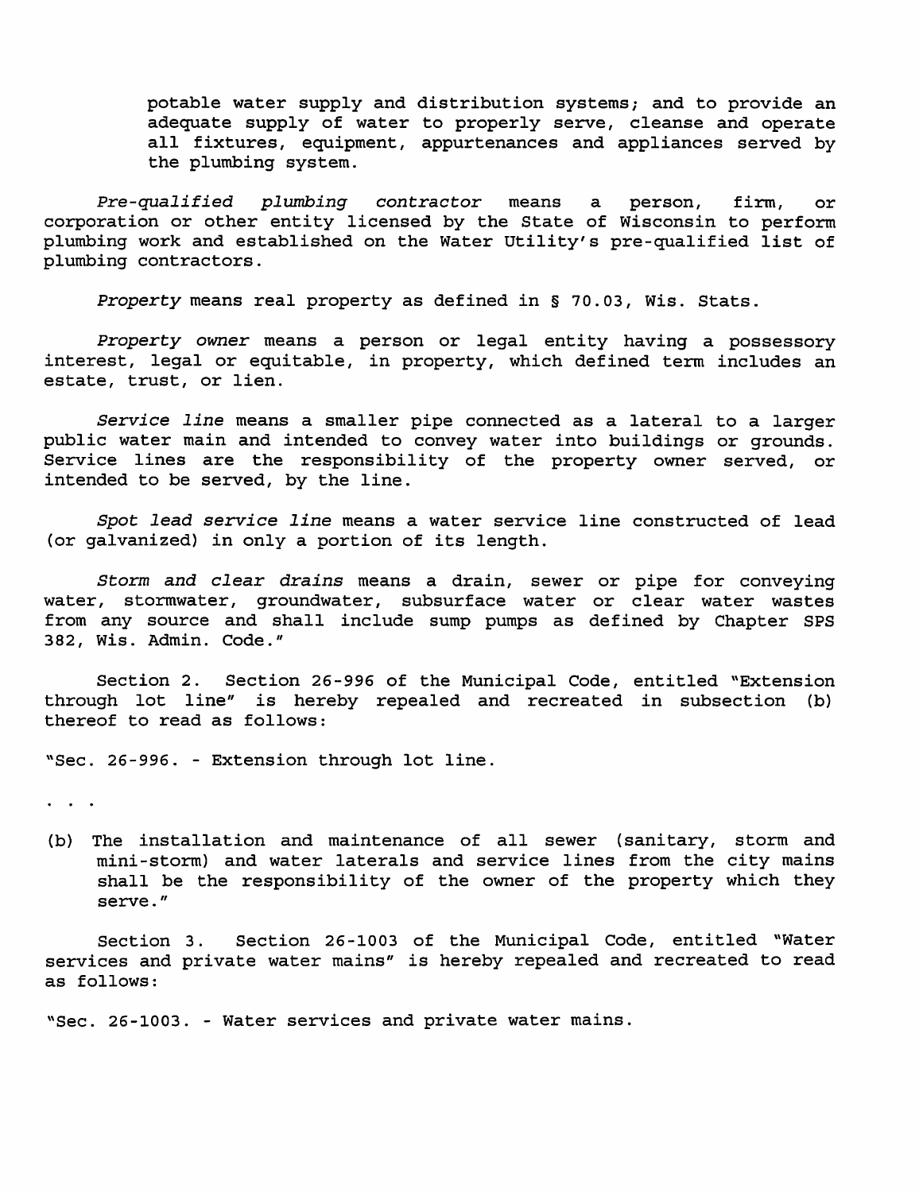potable water supply and distribution systems; and to provide an adequate supply of water to properly serve, cleanse and operate all fixtures, equipment, appurtenances and appliances served by the plumbing system.

*Pre-qualified plumbing contractor* means a person, firm, or corporation or other entity licensed by the State of Wisconsin to perform plumbing work and established on the Water Utility's pre-qualified list of plumbing contractors.

*Property* means real property as defined in § 70.03, Wis. Stats.

*Property owner* means a person or legal entity having a possessory interest, legal or equitable, in property, which defined term includes an estate, trust, or lien.

*Service line* means a smaller pipe connected as a lateral to a larger public water main and intended to convey water into buildings or grounds. Service lines are the responsibility of the property owner served, or intended to be served, by the line.

*Spot lead service line* means a water service line constructed of lead (or galvanized) in only a portion of its length.

*Storm and clear drains* means a drain, sewer or pipe for conveying water, stormwater, groundwater, subsurface water or clear water wastes from any source and shall include sump pumps as defined by Chapter SPS 382, Wis. Admin. Code."

Section 2. Section 26-996 of the Municipal Code, entitled "Extension through lot line" is hereby repealed and recreated in subsection (b) thereof to read as follows:

"Sec. 26-996. - Extension through lot line.

. . .

(b) The installation and maintenance of all sewer (sanitary, storm and mini-storm) and water laterals and service lines from the city mains shall be the responsibility of the owner of the property which they serve."

Section 3. Section 26-1003 of the Municipal Code, entitled "Water services and private water mains" is hereby repealed and recreated to read as follows:

"Sec. 26-1003. - Water services and private water mains.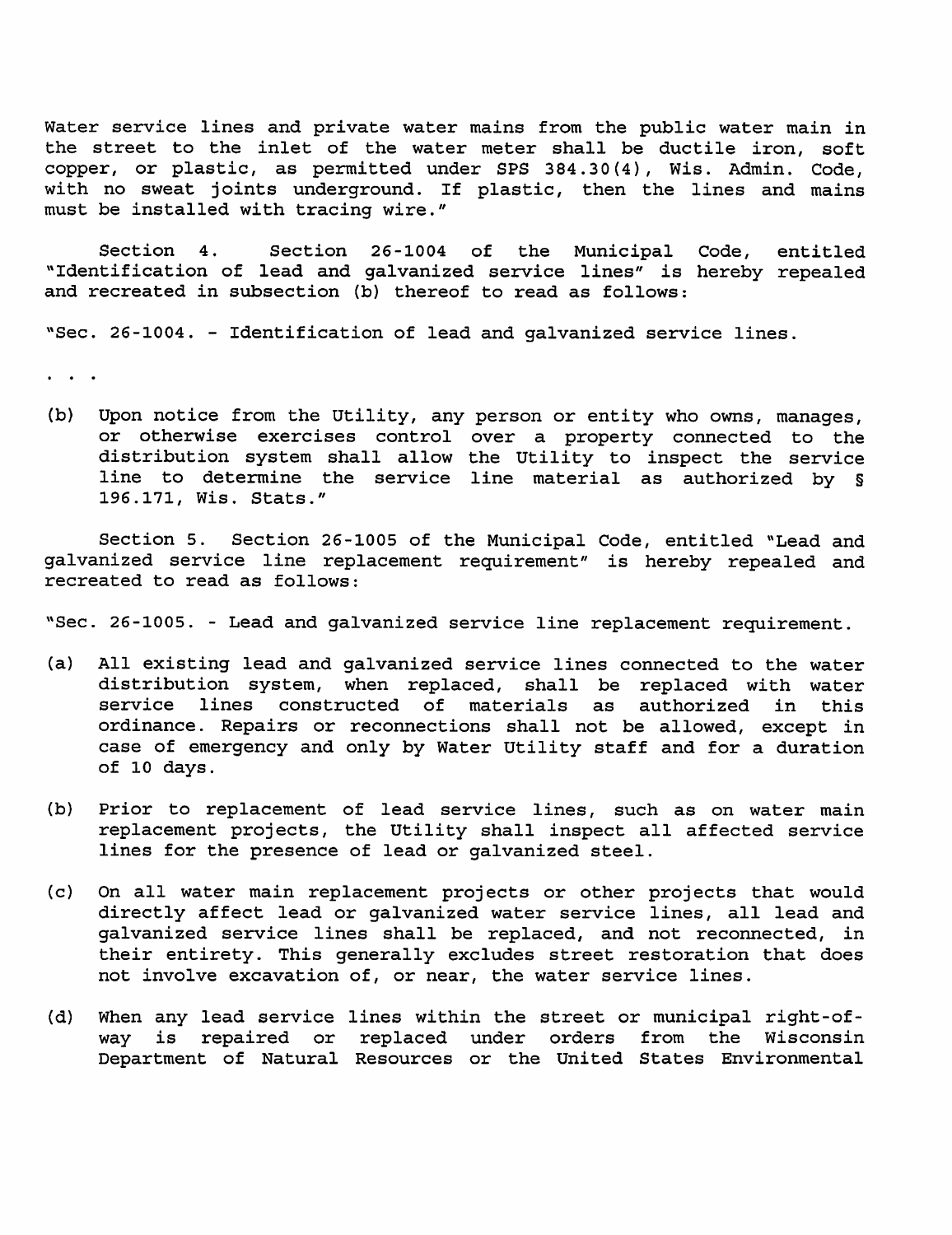Water service lines and private water mains from the public water main in the street to the inlet of the water meter shall be ductile iron, soft copper, or plastic, as permitted under SPS 384.30(4), Wis. Admin. Code, with no sweat joints underground. If plastic, then the lines and mains must be installed with tracing wire."

Section 4. Section 26-1004 of the Municipal Code, entitled "Identification of lead and galvanized service lines" is hereby repealed and recreated in subsection (b) thereof to read as follows:

"Sec. 26-1004. - Identification of lead and galvanized service lines.

. . .

(b) Upon notice from the Utility, any person or entity who owns, manages, or otherwise exercises control over a property connected to the distribution system shall allow the Utility to inspect the service line to determine the service line material as authorized by § 196.171, Wis. Stats."

Section 5. Section 26-1005 of the Municipal Code, entitled "Lead and galvanized service line replacement requirement" is hereby repealed and recreated to read as follows:

"Sec. 26-1005. - Lead and galvanized service line replacement requirement.

(a) All existing lead and galvanized service lines connected to the water distribution system, when replaced, shall be replaced with water service lines constructed of materials as authorized in this ordinance. Repairs or reconnections shall not be allowed, except in case of emergency and only by Water Utility staff and for a duration of 10 days.

(b) Prior to replacement of lead service lines, such as on water main replacement projects, the Utility shall inspect all affected service lines for the presence of lead or galvanized steel.

(c) On all water main replacement projects or other projects that would directly affect lead or galvanized water service lines, all lead and galvanized service lines shall be replaced, and not reconnected, in their entirety. This generally excludes street restoration that does not involve excavation of, or near, the water service lines.

(d) When any lead service lines within the street or municipal right-of-way is repaired or replaced under orders from the Wisconsin Department of Natural Resources or the United States Environmental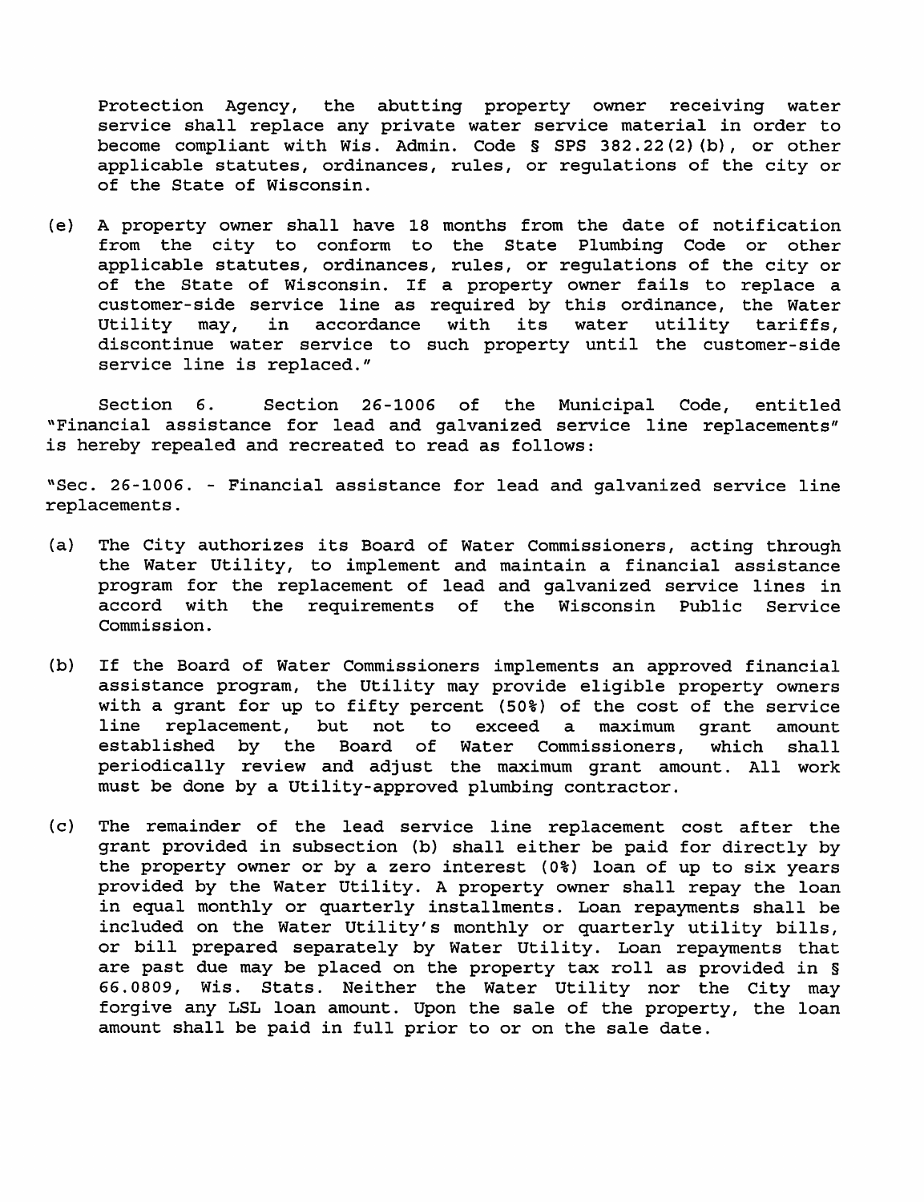Protection Agency, the abutting property owner receiving water service shall replace any private water service material in order to become compliant with Wis. Admin. Code § SPS 382.22(2)(b), or other applicable statutes, ordinances, rules, or regulations of the city or of the State of Wisconsin.

(e) A property owner shall have 18 months from the date of notification from the city to conform to the State Plumbing Code or other applicable statutes, ordinances, rules, or regulations of the city or of the State of Wisconsin. If a property owner fails to replace a customer-side service line as required by this ordinance, the Water Utility may, in accordance with its water utility tariffs, discontinue water service to such property until the customer-side service line is replaced."

Section 6. Section 26-1006 of the Municipal Code, entitled "Financial assistance for lead and galvanized service line replacements" is hereby repealed and recreated to read as follows:

"Sec. 26-1006. - Financial assistance for lead and galvanized service line replacements.

(a) The City authorizes its Board of Water Commissioners, acting through the Water Utility, to implement and maintain a financial assistance program for the replacement of lead and galvanized service lines in accord with the requirements of the Wisconsin Public Service Commission.

(b) If the Board of Water Commissioners implements an approved financial assistance program, the Utility may provide eligible property owners with a grant for up to fifty percent (50%) of the cost of the service line replacement, but not to exceed a maximum grant amount established by the Board of Water Commissioners, which shall periodically review and adjust the maximum grant amount. All work must be done by a Utility-approved plumbing contractor.

(c) The remainder of the lead service line replacement cost after the grant provided in subsection (b) shall either be paid for directly by the property owner or by a zero interest (0%) loan of up to six years provided by the Water Utility. A property owner shall repay the loan in equal monthly or quarterly installments. Loan repayments shall be included on the Water Utility's monthly or quarterly utility bills, or bill prepared separately by Water Utility. Loan repayments that are past due may be placed on the property tax roll as provided in § 66.0809, Wis. Stats. Neither the Water Utility nor the City may forgive any LSL loan amount. Upon the sale of the property, the loan amount shall be paid in full prior to or on the sale date.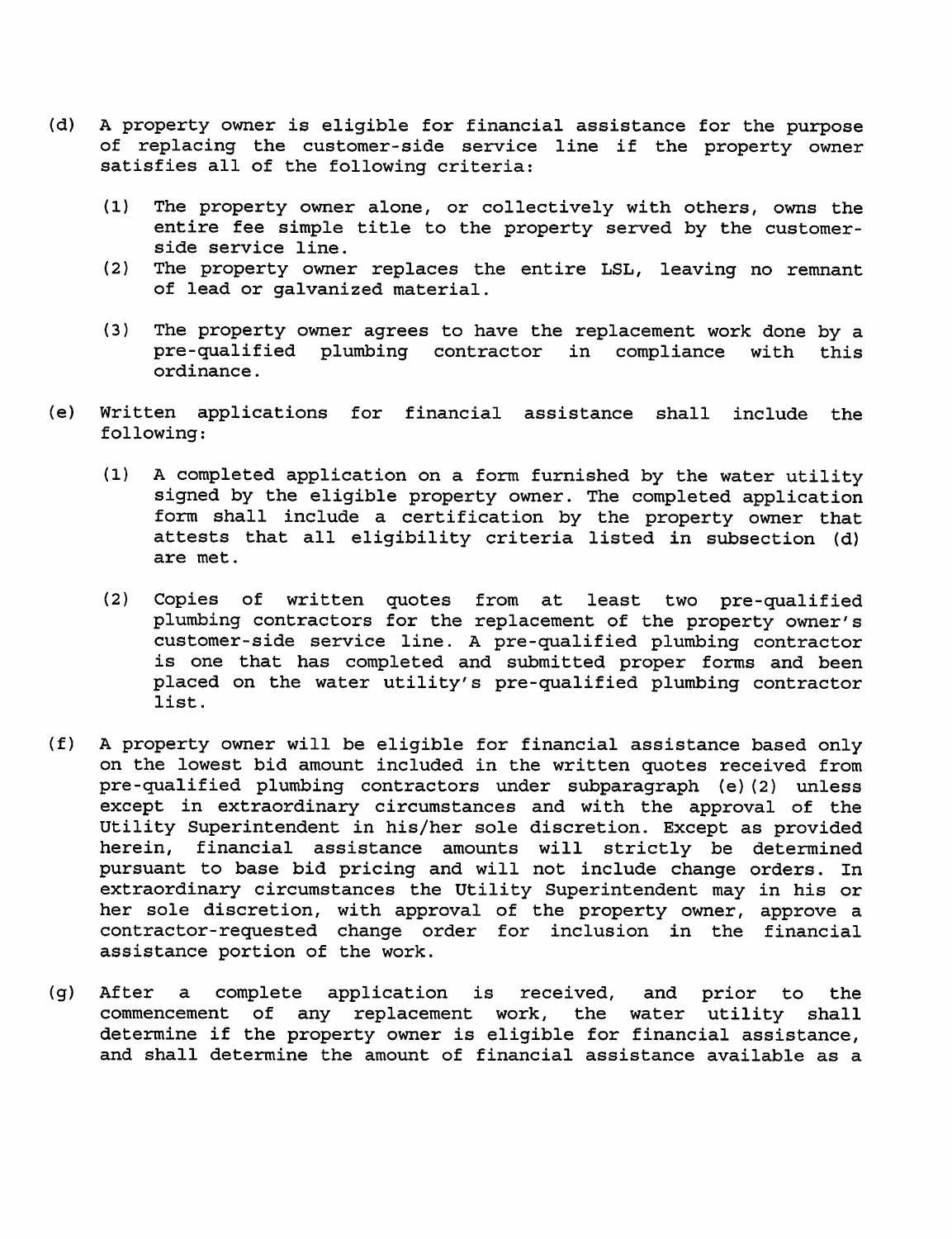(d) A property owner is eligible for financial assistance for the purpose of replacing the customer-side service line if the property owner satisfies all of the following criteria:

  (1) The property owner alone, or collectively with others, owns the entire fee simple title to the property served by the customer-side service line.
  (2) The property owner replaces the entire LSL, leaving no remnant of lead or galvanized material.

  (3) The property owner agrees to have the replacement work done by a pre-qualified plumbing contractor in compliance with this ordinance.

(e) Written applications for financial assistance shall include the following:

  (1) A completed application on a form furnished by the water utility signed by the eligible property owner. The completed application form shall include a certification by the property owner that attests that all eligibility criteria listed in subsection (d) are met.

  (2) Copies of written quotes from at least two pre-qualified plumbing contractors for the replacement of the property owner's customer-side service line. A pre-qualified plumbing contractor is one that has completed and submitted proper forms and been placed on the water utility's pre-qualified plumbing contractor list.

(f) A property owner will be eligible for financial assistance based only on the lowest bid amount included in the written quotes received from pre-qualified plumbing contractors under subparagraph (e)(2) unless except in extraordinary circumstances and with the approval of the Utility Superintendent in his/her sole discretion. Except as provided herein, financial assistance amounts will strictly be determined pursuant to base bid pricing and will not include change orders. In extraordinary circumstances the Utility Superintendent may in his or her sole discretion, with approval of the property owner, approve a contractor-requested change order for inclusion in the financial assistance portion of the work.

(g) After a complete application is received, and prior to the commencement of any replacement work, the water utility shall determine if the property owner is eligible for financial assistance, and shall determine the amount of financial assistance available as a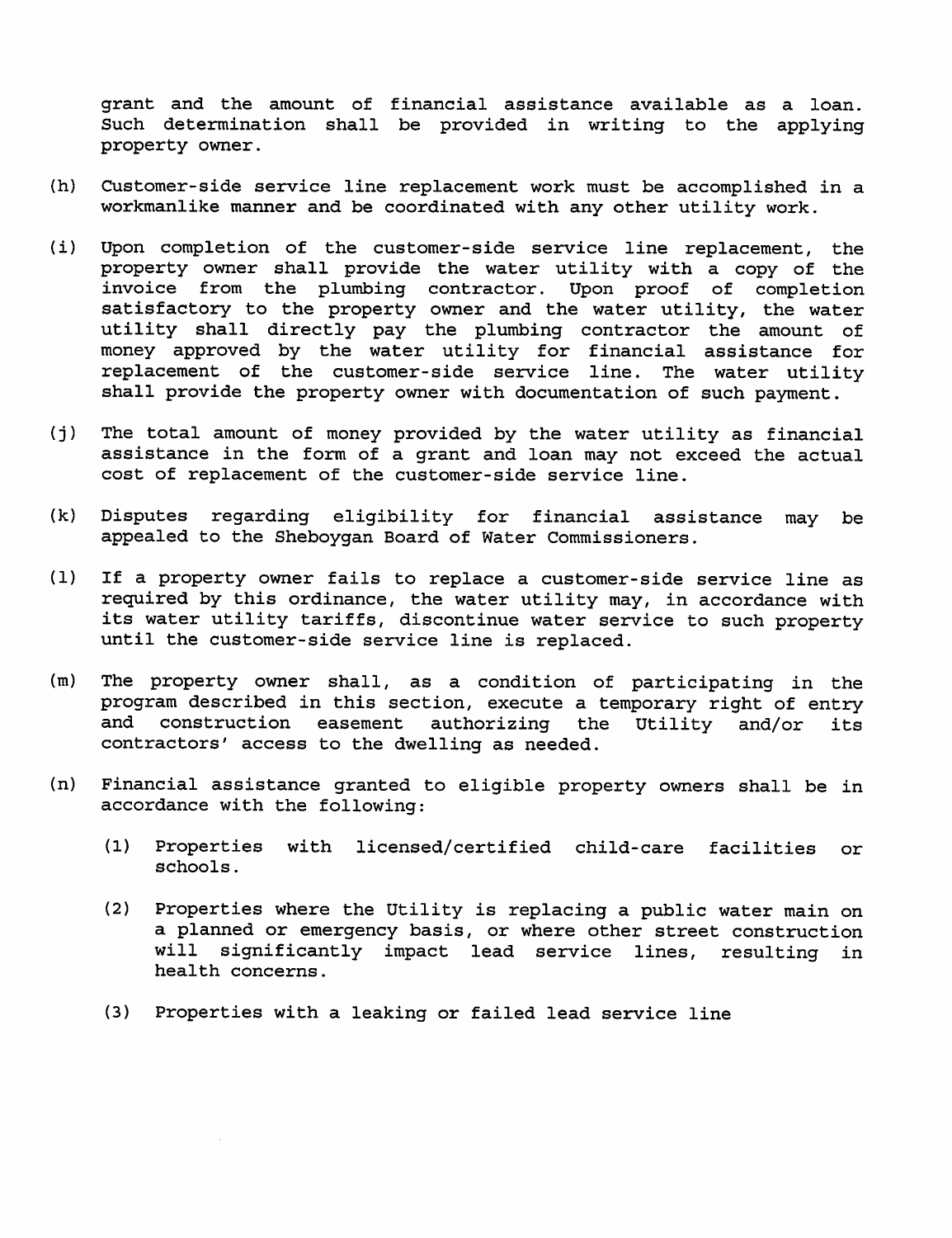grant and the amount of financial assistance available as a loan. Such determination shall be provided in writing to the applying property owner.

(h) Customer-side service line replacement work must be accomplished in a workmanlike manner and be coordinated with any other utility work.

(i) Upon completion of the customer-side service line replacement, the property owner shall provide the water utility with a copy of the invoice from the plumbing contractor. Upon proof of completion satisfactory to the property owner and the water utility, the water utility shall directly pay the plumbing contractor the amount of money approved by the water utility for financial assistance for replacement of the customer-side service line. The water utility shall provide the property owner with documentation of such payment.

(j) The total amount of money provided by the water utility as financial assistance in the form of a grant and loan may not exceed the actual cost of replacement of the customer-side service line.

(k) Disputes regarding eligibility for financial assistance may be appealed to the Sheboygan Board of Water Commissioners.

(l) If a property owner fails to replace a customer-side service line as required by this ordinance, the water utility may, in accordance with its water utility tariffs, discontinue water service to such property until the customer-side service line is replaced.

(m) The property owner shall, as a condition of participating in the program described in this section, execute a temporary right of entry and construction easement authorizing the Utility and/or its contractors' access to the dwelling as needed.

(n) Financial assistance granted to eligible property owners shall be in accordance with the following:

   (1) Properties with licensed/certified child-care facilities or schools.

   (2) Properties where the Utility is replacing a public water main on a planned or emergency basis, or where other street construction will significantly impact lead service lines, resulting in health concerns.

   (3) Properties with a leaking or failed lead service line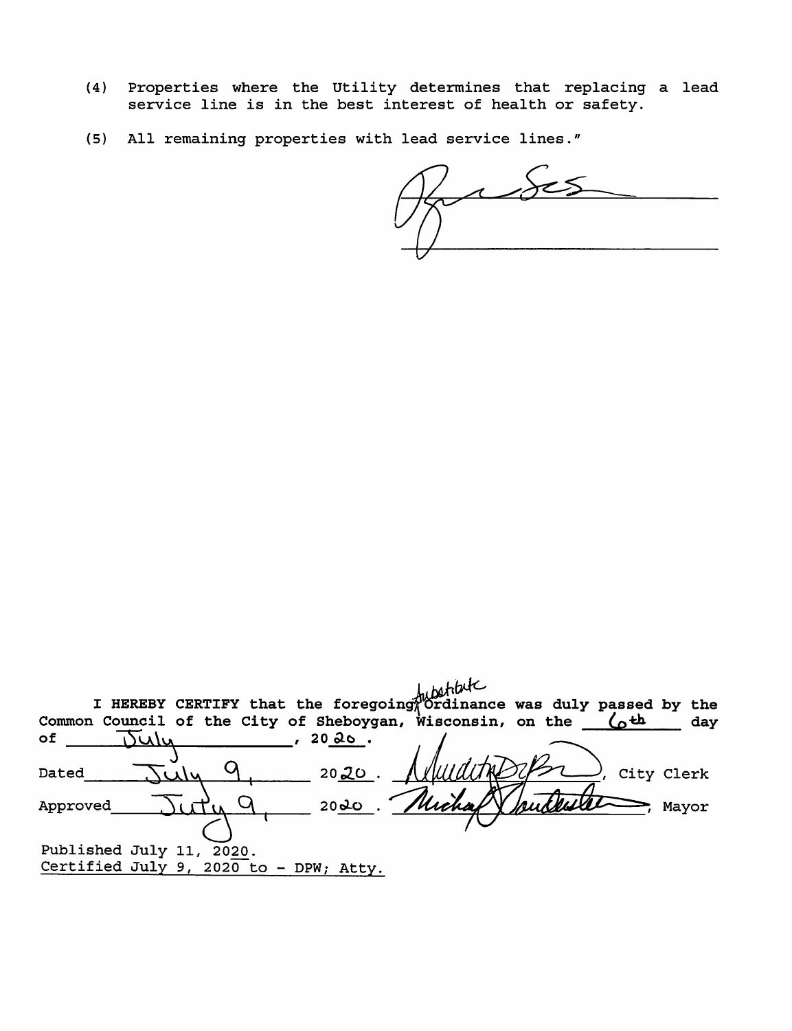(4) Properties where the Utility determines that replacing a lead service line is in the best interest of health or safety.

(5) All remaining properties with lead service lines."

I HEREBY CERTIFY that the foregoing substitute Ordinance was duly passed by the Common Council of the City of Sheboygan, Wisconsin, on the 6th day of July, 2020.

Dated July 9, 2020. __________, City Clerk

Approved July 9, 2020. __________, Mayor

Published July 11, 2020.

Certified July 9, 2020 to - DPW; Atty.